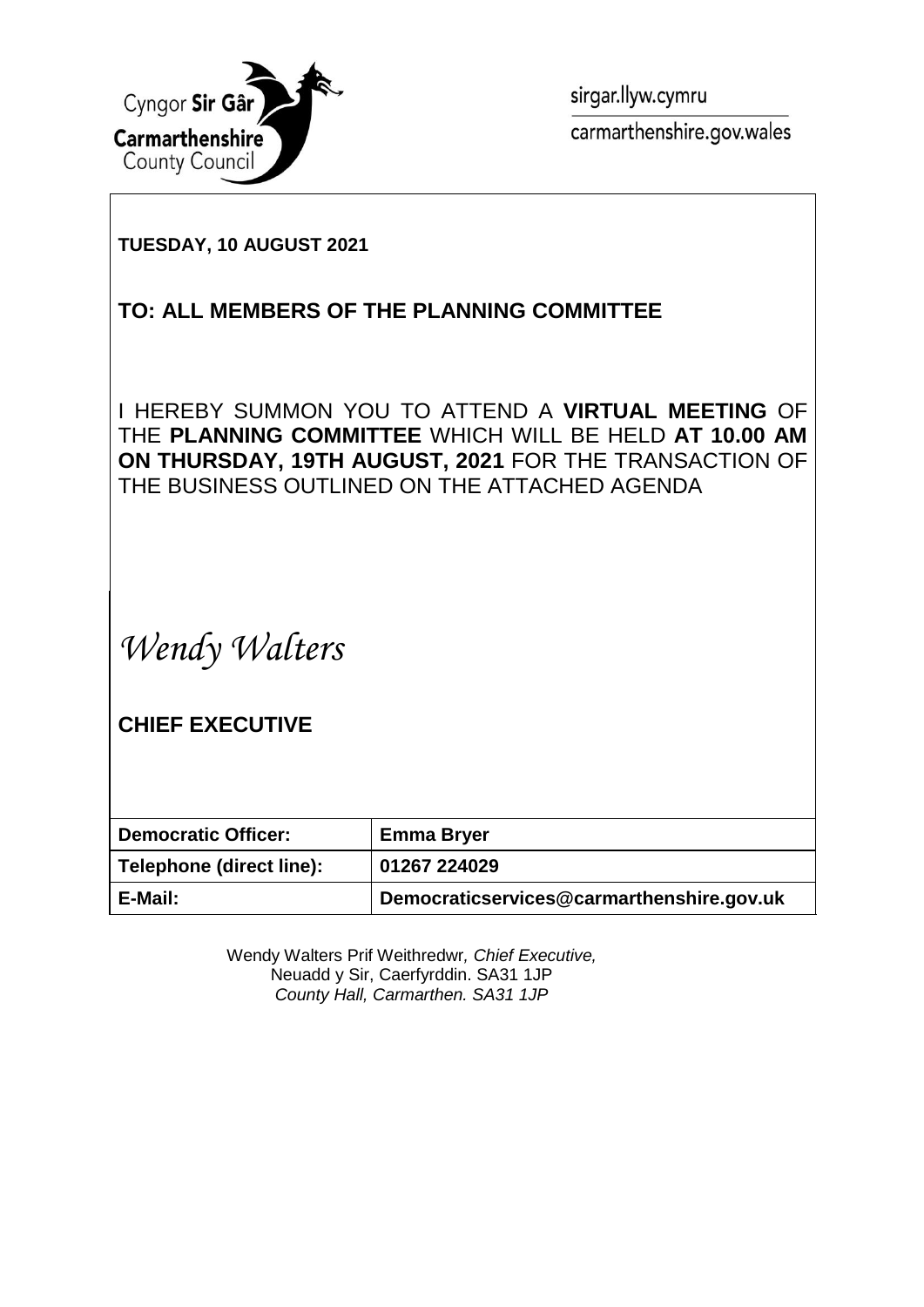Cyngor **Sir Gâr**
**Carmarthenshire**
County Council

sirgar.llyw.cymru
carmarthenshire.gov.wales

**TUESDAY, 10 AUGUST 2021**

## TO: ALL MEMBERS OF THE PLANNING COMMITTEE

I HEREBY SUMMON YOU TO ATTEND A **VIRTUAL MEETING** OF THE **PLANNING COMMITTEE** WHICH WILL BE HELD **AT 10.00 AM ON THURSDAY, 19TH AUGUST, 2021** FOR THE TRANSACTION OF THE BUSINESS OUTLINED ON THE ATTACHED AGENDA

*Wendy Walters*

**CHIEF EXECUTIVE**

| **Democratic Officer:** | **Emma Bryer** |
| --- | --- |
| **Telephone (direct line):** | **01267 224029** |
| **E-Mail:** | **Democraticservices@carmarthenshire.gov.uk** |

Wendy Walters Prif Weithredwr, *Chief Executive,*
Neuadd y Sir, Caerfyrddin. SA31 1JP
*County Hall, Carmarthen. SA31 1JP*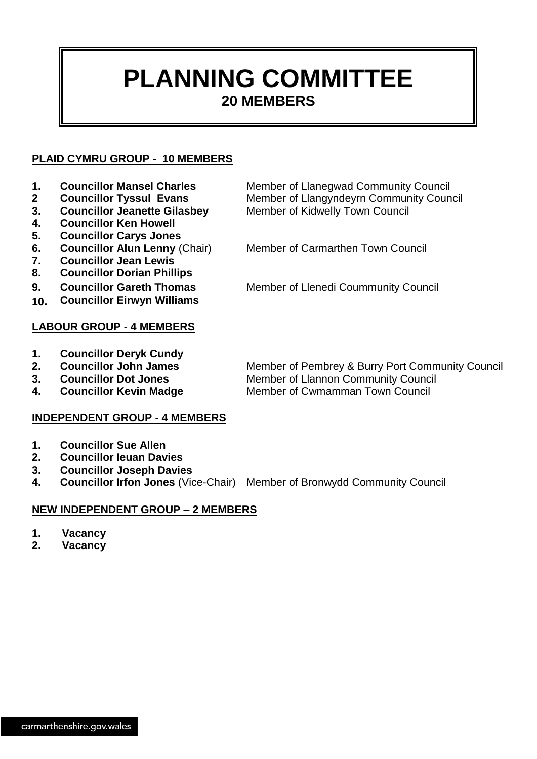# PLANNING COMMITTEE
## 20 MEMBERS

**PLAID CYMRU GROUP - 10 MEMBERS**

| | | |
|---|---|---|
| **1.** | **Councillor Mansel Charles** | Member of Llanegwad Community Council |
| **2** | **Councillor Tyssul Evans** | Member of Llangyndeyrn Community Council |
| **3.** | **Councillor Jeanette Gilasbey** | Member of Kidwelly Town Council |
| **4.** | **Councillor Ken Howell** | |
| **5.** | **Councillor Carys Jones** | |
| **6.** | **Councillor Alun Lenny** (Chair) | Member of Carmarthen Town Council |
| **7.** | **Councillor Jean Lewis** | |
| **8.** | **Councillor Dorian Phillips** | |
| **9.** | **Councillor Gareth Thomas** | Member of Llenedi Coummunity Council |
| **10.** | **Councillor Eirwyn Williams** | |

**LABOUR GROUP - 4 MEMBERS**

| | | |
|---|---|---|
| **1.** | **Councillor Deryk Cundy** | |
| **2.** | **Councillor John James** | Member of Pembrey & Burry Port Community Council |
| **3.** | **Councillor Dot Jones** | Member of Llannon Community Council |
| **4.** | **Councillor Kevin Madge** | Member of Cwmamman Town Council |

**INDEPENDENT GROUP - 4 MEMBERS**

| | | |
|---|---|---|
| **1.** | **Councillor Sue Allen** | |
| **2.** | **Councillor Ieuan Davies** | |
| **3.** | **Councillor Joseph Davies** | |
| **4.** | **Councillor Irfon Jones** (Vice-Chair) | Member of Bronwydd Community Council |

**NEW INDEPENDENT GROUP – 2 MEMBERS**

1. **Vacancy**
2. **Vacancy**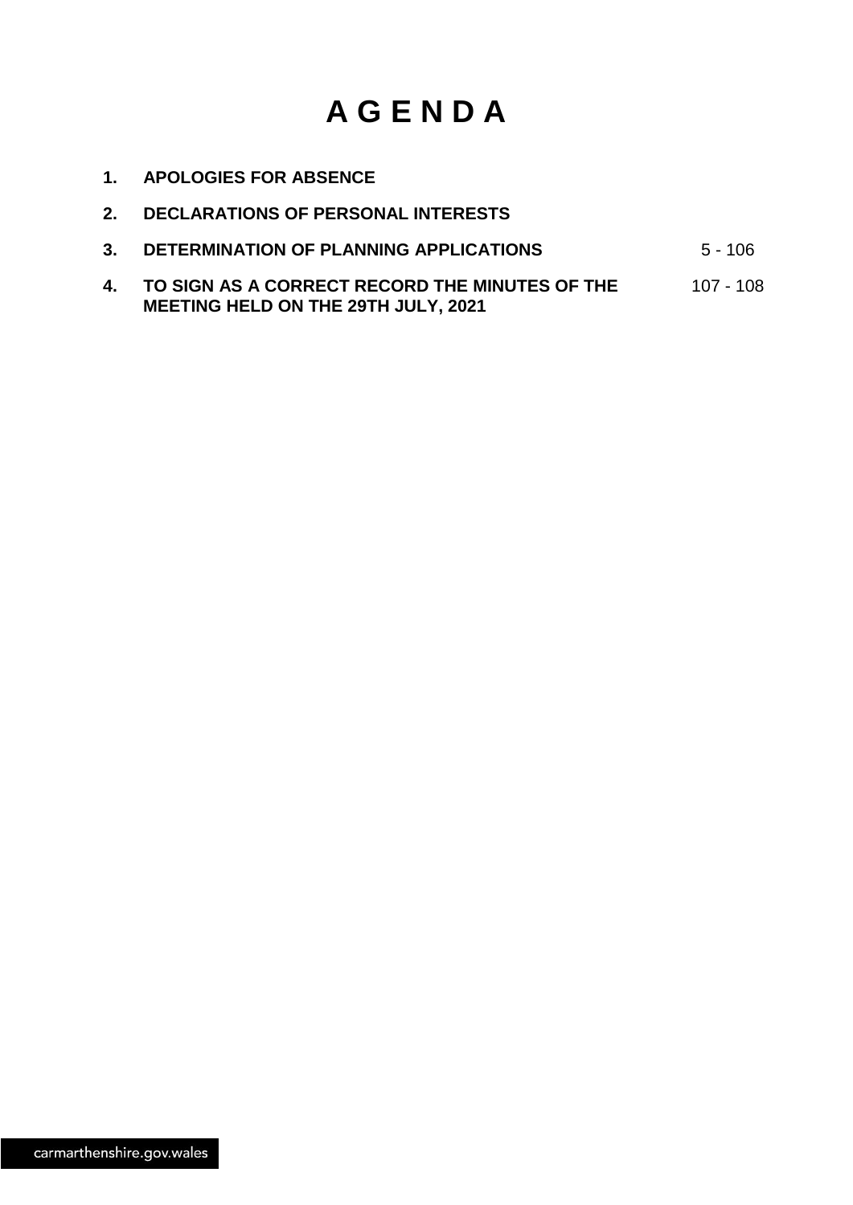# A G E N D A

| | | |
|---|---|---|
| **1.** | **APOLOGIES FOR ABSENCE** | |
| **2.** | **DECLARATIONS OF PERSONAL INTERESTS** | |
| **3.** | **DETERMINATION OF PLANNING APPLICATIONS** | 5 - 106 |
| **4.** | **TO SIGN AS A CORRECT RECORD THE MINUTES OF THE MEETING HELD ON THE 29TH JULY, 2021** | 107 - 108 |

carmarthenshire.gov.wales